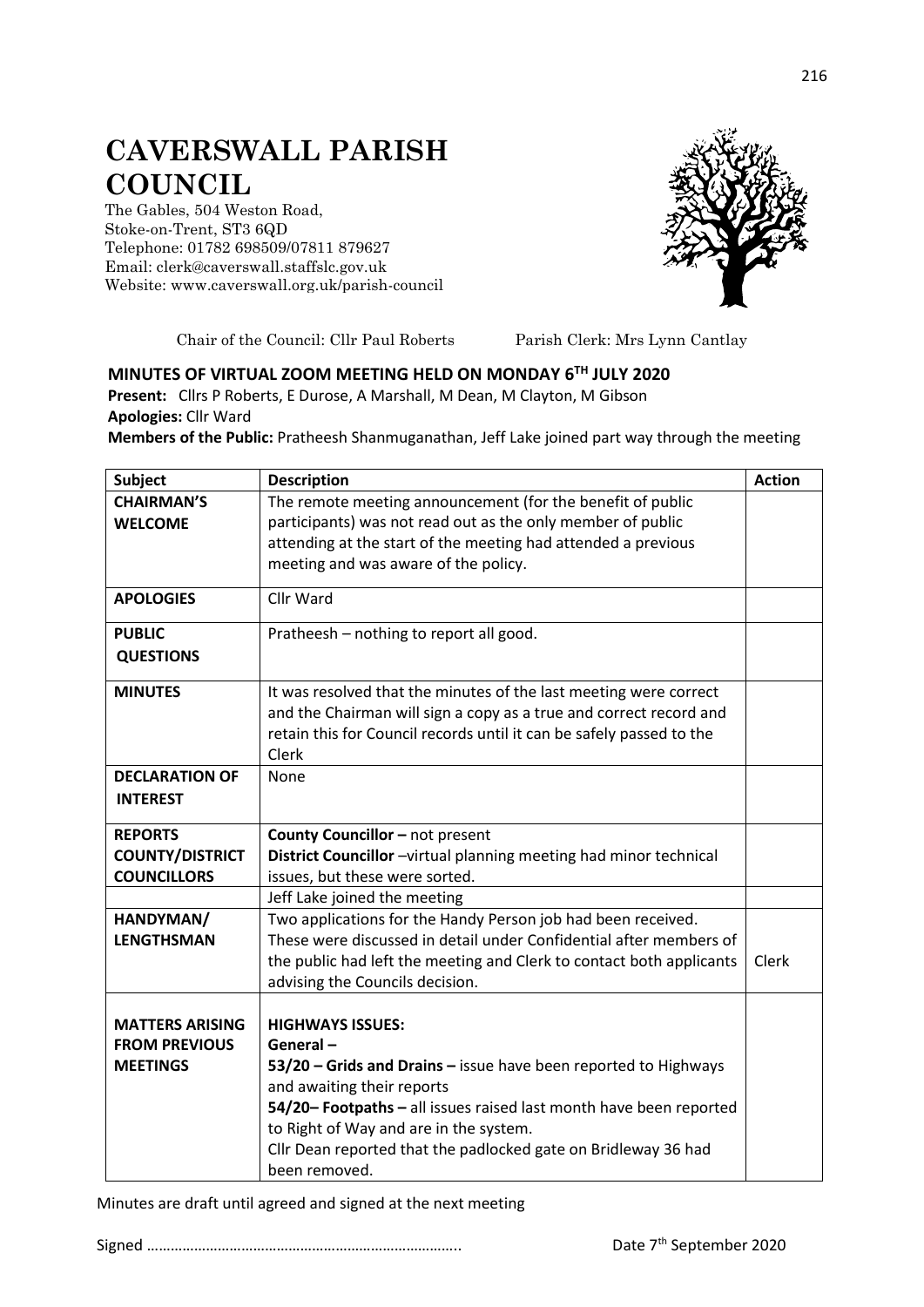# CAVERSWALL PARISH COUNCIL

The Gables, 504 Weston Road,
Stoke-on-Trent, ST3 6QD
Telephone: 01782 698509/07811 879627
Email: clerk@caverswall.staffslc.gov.uk
Website: www.caverswall.org.uk/parish-council

Chair of the Council: Cllr Paul Roberts    Parish Clerk: Mrs Lynn Cantlay

## MINUTES OF VIRTUAL ZOOM MEETING HELD ON MONDAY 6TH JULY 2020

**Present:** Cllrs P Roberts, E Durose, A Marshall, M Dean, M Clayton, M Gibson
**Apologies:** Cllr Ward
**Members of the Public:** Pratheesh Shanmuganathan, Jeff Lake joined part way through the meeting

| Subject | Description | Action |
|---|---|---|
| **CHAIRMAN'S WELCOME** | The remote meeting announcement (for the benefit of public participants) was not read out as the only member of public attending at the start of the meeting had attended a previous meeting and was aware of the policy. | |
| **APOLOGIES** | Cllr Ward | |
| **PUBLIC QUESTIONS** | Pratheesh – nothing to report all good. | |
| **MINUTES** | It was resolved that the minutes of the last meeting were correct and the Chairman will sign a copy as a true and correct record and retain this for Council records until it can be safely passed to the Clerk | |
| **DECLARATION OF INTEREST** | None | |
| **REPORTS COUNTY/DISTRICT COUNCILLORS** | **County Councillor –** not present<br>**District Councillor** –virtual planning meeting had minor technical issues, but these were sorted. | |
| | Jeff Lake joined the meeting | |
| **HANDYMAN/ LENGTHSMAN** | Two applications for the Handy Person job had been received. These were discussed in detail under Confidential after members of the public had left the meeting and Clerk to contact both applicants advising the Councils decision. | Clerk |
| **MATTERS ARISING FROM PREVIOUS MEETINGS** | **HIGHWAYS ISSUES:**<br>**General –**<br>**53/20 – Grids and Drains –** issue have been reported to Highways and awaiting their reports<br>**54/20– Footpaths –** all issues raised last month have been reported to Right of Way and are in the system.<br>Cllr Dean reported that the padlocked gate on Bridleway 36 had been removed. | |

Minutes are draft until agreed and signed at the next meeting

Signed …………………………………………………………………..    Date 7th September 2020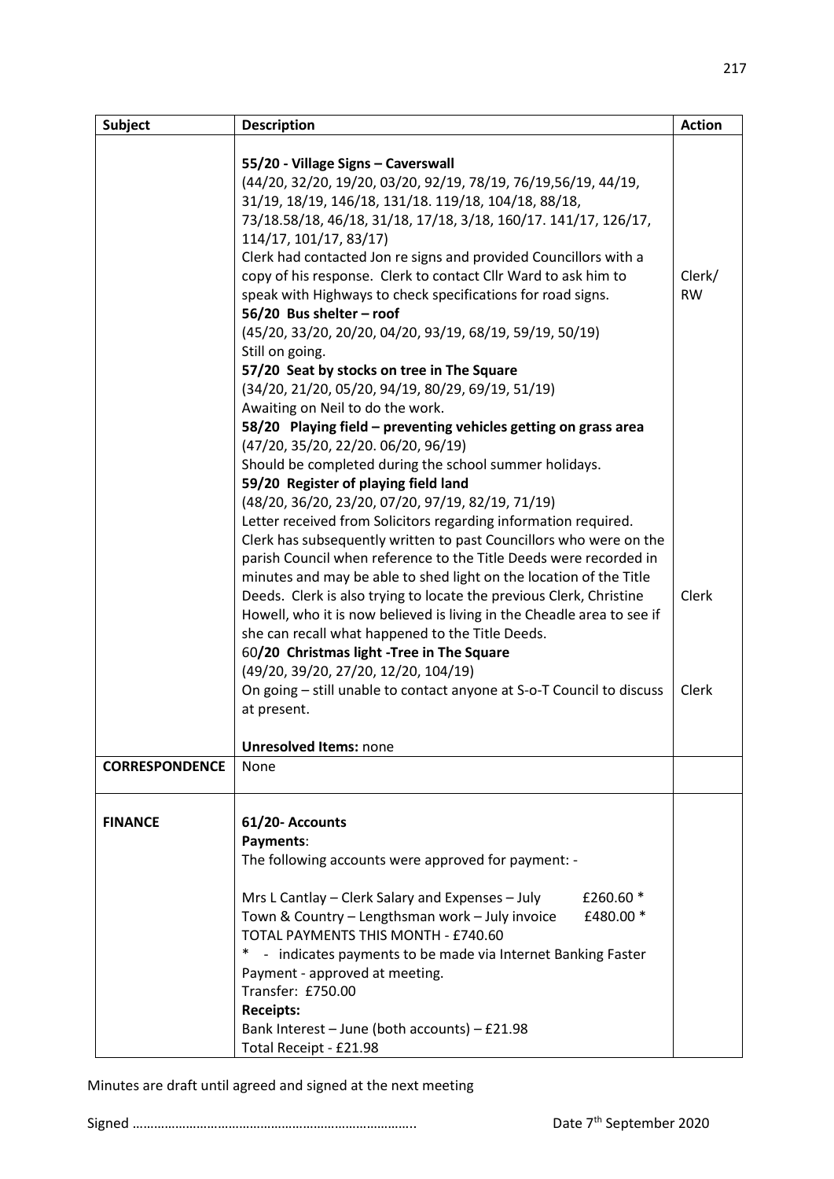| Subject | Description | Action |
|---|---|---|
| | **55/20 - Village Signs – Caverswall**<br>(44/20, 32/20, 19/20, 03/20, 92/19, 78/19, 76/19,56/19, 44/19, 31/19, 18/19, 146/18, 131/18. 119/18, 104/18, 88/18, 73/18.58/18, 46/18, 31/18, 17/18, 3/18, 160/17. 141/17, 126/17, 114/17, 101/17, 83/17)<br>Clerk had contacted Jon re signs and provided Councillors with a copy of his response. Clerk to contact Cllr Ward to ask him to speak with Highways to check specifications for road signs. | Clerk/ RW |
| | **56/20 Bus shelter – roof**<br>(45/20, 33/20, 20/20, 04/20, 93/19, 68/19, 59/19, 50/19)<br>Still on going. | |
| | **57/20 Seat by stocks on tree in The Square**<br>(34/20, 21/20, 05/20, 94/19, 80/29, 69/19, 51/19)<br>Awaiting on Neil to do the work. | |
| | **58/20 Playing field – preventing vehicles getting on grass area**<br>(47/20, 35/20, 22/20. 06/20, 96/19)<br>Should be completed during the school summer holidays. | |
| | **59/20 Register of playing field land**<br>(48/20, 36/20, 23/20, 07/20, 97/19, 82/19, 71/19)<br>Letter received from Solicitors regarding information required. Clerk has subsequently written to past Councillors who were on the parish Council when reference to the Title Deeds were recorded in minutes and may be able to shed light on the location of the Title Deeds. Clerk is also trying to locate the previous Clerk, Christine Howell, who it is now believed is living in the Cheadle area to see if she can recall what happened to the Title Deeds. | Clerk |
| | **60/20 Christmas light -Tree in The Square**<br>(49/20, 39/20, 27/20, 12/20, 104/19)<br>On going – still unable to contact anyone at S-o-T Council to discuss at present. | Clerk |
| | **Unresolved Items:** none | |
| **CORRESPONDENCE** | None | |
| **FINANCE** | **61/20- Accounts**<br>**Payments**:<br>The following accounts were approved for payment: -<br><br>Mrs L Cantlay – Clerk Salary and Expenses – July £260.60 *<br>Town & Country – Lengthsman work – July invoice £480.00 *<br>TOTAL PAYMENTS THIS MONTH - £740.60<br>* - indicates payments to be made via Internet Banking Faster Payment - approved at meeting.<br>Transfer: £750.00<br>**Receipts:**<br>Bank Interest – June (both accounts) – £21.98<br>Total Receipt - £21.98 | |

Minutes are draft until agreed and signed at the next meeting

Signed …………………………………………………………………..     Date 7th September 2020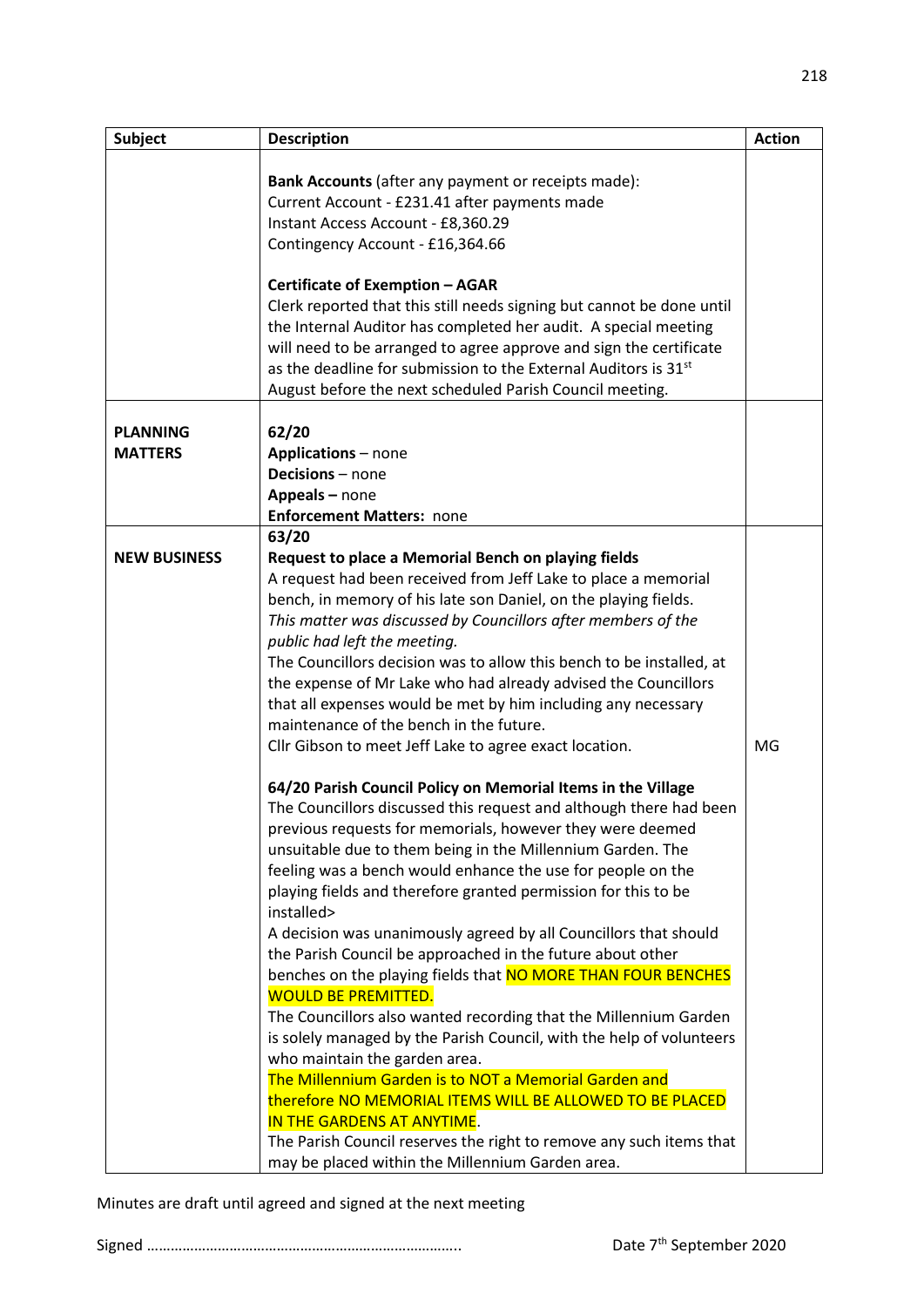| Subject | Description | Action |
|---|---|---|
| | **Bank Accounts** (after any payment or receipts made):<br>Current Account - £231.41 after payments made<br>Instant Access Account - £8,360.29<br>Contingency Account - £16,364.66<br><br>**Certificate of Exemption – AGAR**<br>Clerk reported that this still needs signing but cannot be done until the Internal Auditor has completed her audit. A special meeting will need to be arranged to agree approve and sign the certificate as the deadline for submission to the External Auditors is 31st August before the next scheduled Parish Council meeting. | |
| **PLANNING MATTERS** | **62/20**<br>**Applications** – none<br>**Decisions** – none<br>**Appeals –** none<br>**Enforcement Matters:** none | |
| **NEW BUSINESS** | **63/20**<br>**Request to place a Memorial Bench on playing fields**<br>A request had been received from Jeff Lake to place a memorial bench, in memory of his late son Daniel, on the playing fields.<br>*This matter was discussed by Councillors after members of the public had left the meeting.*<br>The Councillors decision was to allow this bench to be installed, at the expense of Mr Lake who had already advised the Councillors that all expenses would be met by him including any necessary maintenance of the bench in the future.<br>Cllr Gibson to meet Jeff Lake to agree exact location.<br><br>**64/20 Parish Council Policy on Memorial Items in the Village**<br>The Councillors discussed this request and although there had been previous requests for memorials, however they were deemed unsuitable due to them being in the Millennium Garden. The feeling was a bench would enhance the use for people on the playing fields and therefore granted permission for this to be installed><br>A decision was unanimously agreed by all Councillors that should the Parish Council be approached in the future about other benches on the playing fields that NO MORE THAN FOUR BENCHES WOULD BE PREMITTED.<br>The Councillors also wanted recording that the Millennium Garden is solely managed by the Parish Council, with the help of volunteers who maintain the garden area.<br>The Millennium Garden is to NOT a Memorial Garden and therefore NO MEMORIAL ITEMS WILL BE ALLOWED TO BE PLACED IN THE GARDENS AT ANYTIME.<br>The Parish Council reserves the right to remove any such items that may be placed within the Millennium Garden area. | MG |

Minutes are draft until agreed and signed at the next meeting

Signed …………………………………………………………………….. Date 7th September 2020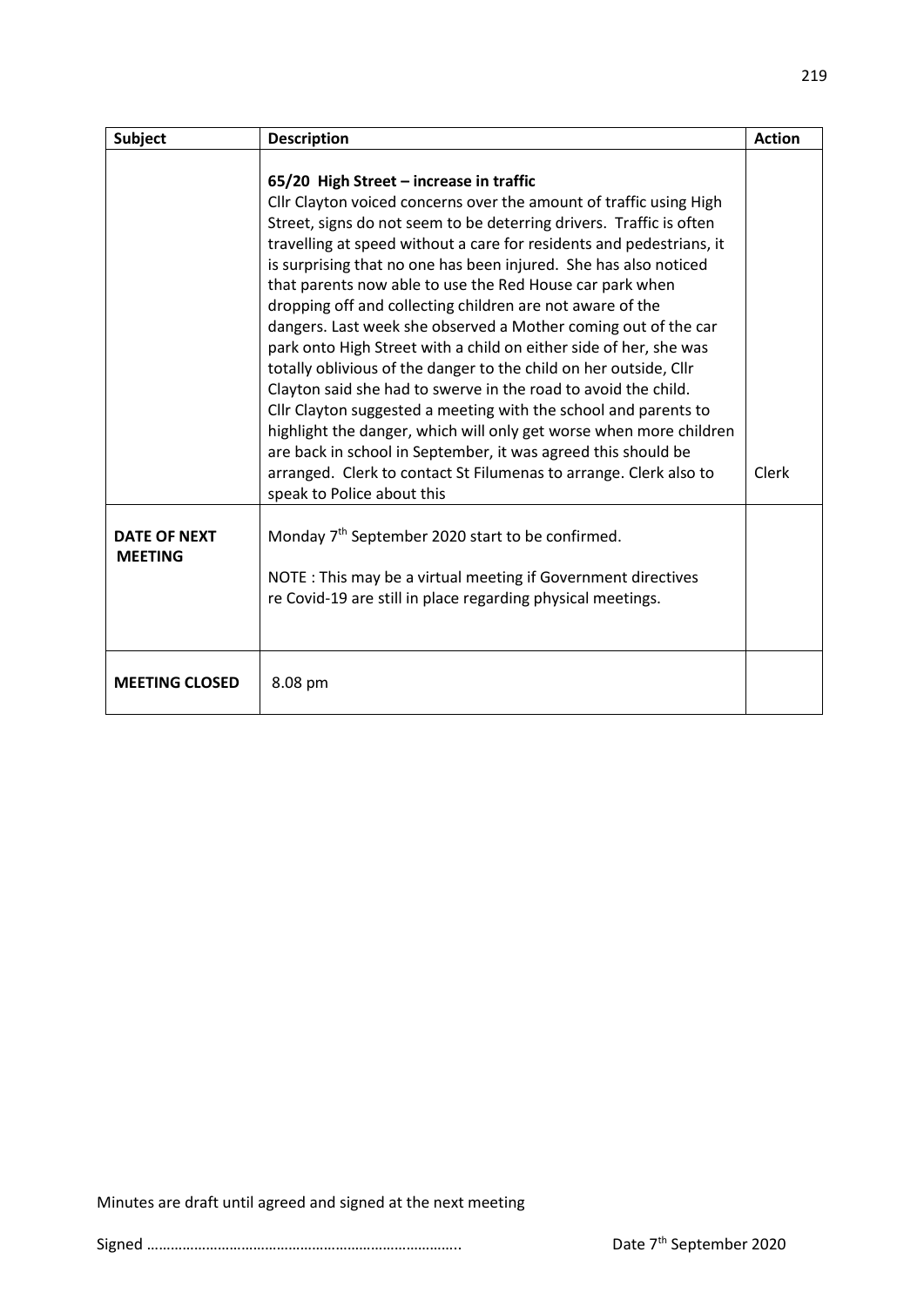| Subject | Description | Action |
|---|---|---|
| | **65/20 High Street – increase in traffic**<br>Cllr Clayton voiced concerns over the amount of traffic using High Street, signs do not seem to be deterring drivers. Traffic is often travelling at speed without a care for residents and pedestrians, it is surprising that no one has been injured. She has also noticed that parents now able to use the Red House car park when dropping off and collecting children are not aware of the dangers. Last week she observed a Mother coming out of the car park onto High Street with a child on either side of her, she was totally oblivious of the danger to the child on her outside, Cllr Clayton said she had to swerve in the road to avoid the child. Cllr Clayton suggested a meeting with the school and parents to highlight the danger, which will only get worse when more children are back in school in September, it was agreed this should be arranged. Clerk to contact St Filumenas to arrange. Clerk also to speak to Police about this | Clerk |
| **DATE OF NEXT MEETING** | Monday 7th September 2020 start to be confirmed.<br><br>NOTE : This may be a virtual meeting if Government directives re Covid-19 are still in place regarding physical meetings. | |
| **MEETING CLOSED** | 8.08 pm | |

Minutes are draft until agreed and signed at the next meeting

Signed ………………………………………………………………….. Date 7th September 2020